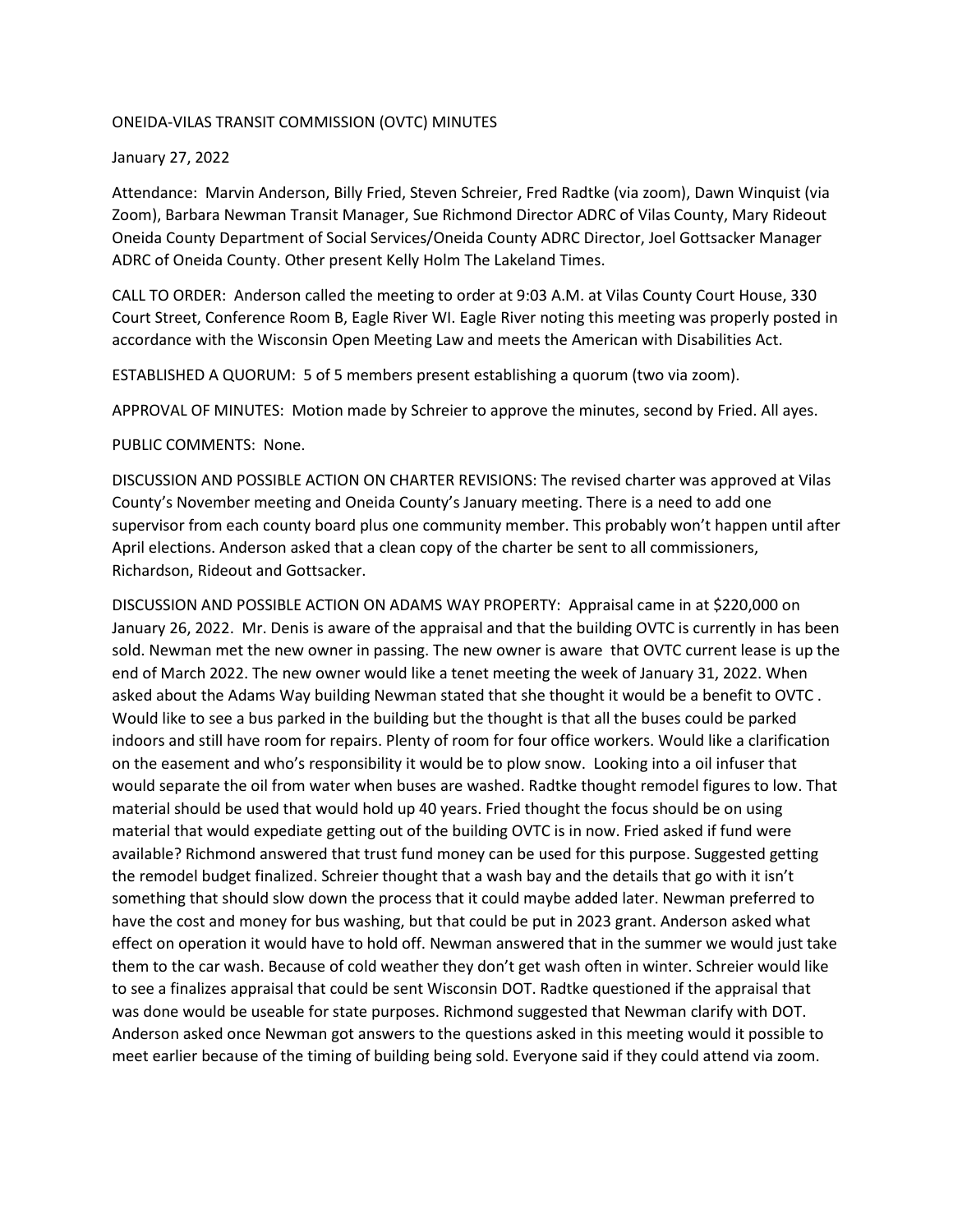ONEIDA-VILAS TRANSIT COMMISSION (OVTC) MINUTES

January 27, 2022

Attendance: Marvin Anderson, Billy Fried, Steven Schreier, Fred Radtke (via zoom), Dawn Winquist (via Zoom), Barbara Newman Transit Manager, Sue Richmond Director ADRC of Vilas County, Mary Rideout Oneida County Department of Social Services/Oneida County ADRC Director, Joel Gottsacker Manager ADRC of Oneida County. Other present Kelly Holm The Lakeland Times.

CALL TO ORDER: Anderson called the meeting to order at 9:03 A.M. at Vilas County Court House, 330 Court Street, Conference Room B, Eagle River WI. Eagle River noting this meeting was properly posted in accordance with the Wisconsin Open Meeting Law and meets the American with Disabilities Act.

ESTABLISHED A QUORUM: 5 of 5 members present establishing a quorum (two via zoom).

APPROVAL OF MINUTES: Motion made by Schreier to approve the minutes, second by Fried. All ayes.

PUBLIC COMMENTS: None.

DISCUSSION AND POSSIBLE ACTION ON CHARTER REVISIONS: The revised charter was approved at Vilas County's November meeting and Oneida County's January meeting. There is a need to add one supervisor from each county board plus one community member. This probably won't happen until after April elections. Anderson asked that a clean copy of the charter be sent to all commissioners, Richardson, Rideout and Gottsacker.

DISCUSSION AND POSSIBLE ACTION ON ADAMS WAY PROPERTY: Appraisal came in at $220,000 on January 26, 2022. Mr. Denis is aware of the appraisal and that the building OVTC is currently in has been sold. Newman met the new owner in passing. The new owner is aware that OVTC current lease is up the end of March 2022. The new owner would like a tenet meeting the week of January 31, 2022. When asked about the Adams Way building Newman stated that she thought it would be a benefit to OVTC . Would like to see a bus parked in the building but the thought is that all the buses could be parked indoors and still have room for repairs. Plenty of room for four office workers. Would like a clarification on the easement and who's responsibility it would be to plow snow. Looking into a oil infuser that would separate the oil from water when buses are washed. Radtke thought remodel figures to low. That material should be used that would hold up 40 years. Fried thought the focus should be on using material that would expediate getting out of the building OVTC is in now. Fried asked if fund were available? Richmond answered that trust fund money can be used for this purpose. Suggested getting the remodel budget finalized. Schreier thought that a wash bay and the details that go with it isn't something that should slow down the process that it could maybe added later. Newman preferred to have the cost and money for bus washing, but that could be put in 2023 grant. Anderson asked what effect on operation it would have to hold off. Newman answered that in the summer we would just take them to the car wash. Because of cold weather they don't get wash often in winter. Schreier would like to see a finalizes appraisal that could be sent Wisconsin DOT. Radtke questioned if the appraisal that was done would be useable for state purposes. Richmond suggested that Newman clarify with DOT. Anderson asked once Newman got answers to the questions asked in this meeting would it possible to meet earlier because of the timing of building being sold. Everyone said if they could attend via zoom.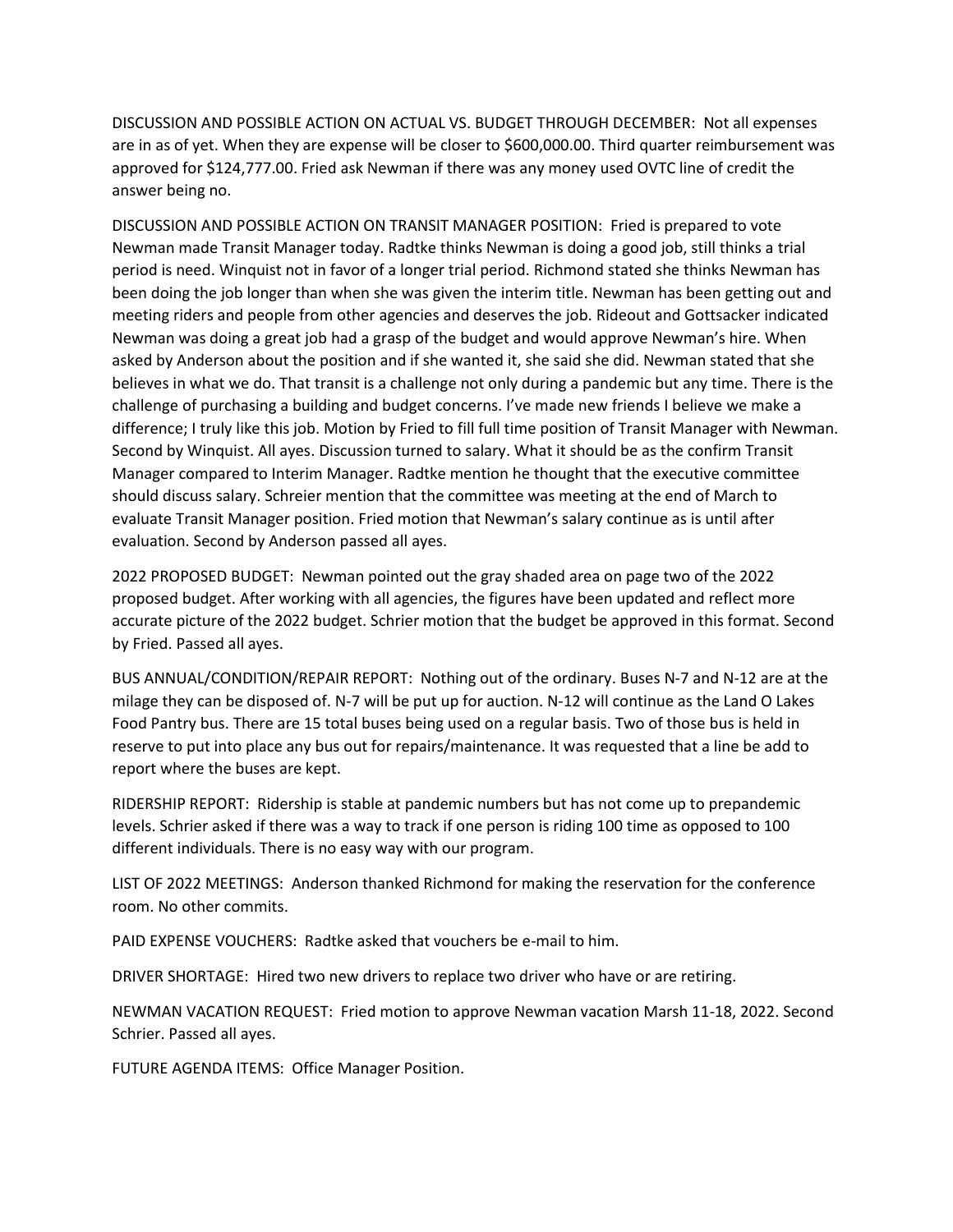DISCUSSION AND POSSIBLE ACTION ON ACTUAL VS. BUDGET THROUGH DECEMBER: Not all expenses are in as of yet. When they are expense will be closer to $600,000.00. Third quarter reimbursement was approved for $124,777.00. Fried ask Newman if there was any money used OVTC line of credit the answer being no.

DISCUSSION AND POSSIBLE ACTION ON TRANSIT MANAGER POSITION: Fried is prepared to vote Newman made Transit Manager today. Radtke thinks Newman is doing a good job, still thinks a trial period is need. Winquist not in favor of a longer trial period. Richmond stated she thinks Newman has been doing the job longer than when she was given the interim title. Newman has been getting out and meeting riders and people from other agencies and deserves the job. Rideout and Gottsacker indicated Newman was doing a great job had a grasp of the budget and would approve Newman's hire. When asked by Anderson about the position and if she wanted it, she said she did. Newman stated that she believes in what we do. That transit is a challenge not only during a pandemic but any time. There is the challenge of purchasing a building and budget concerns. I've made new friends I believe we make a difference; I truly like this job. Motion by Fried to fill full time position of Transit Manager with Newman. Second by Winquist. All ayes. Discussion turned to salary. What it should be as the confirm Transit Manager compared to Interim Manager. Radtke mention he thought that the executive committee should discuss salary. Schreier mention that the committee was meeting at the end of March to evaluate Transit Manager position. Fried motion that Newman's salary continue as is until after evaluation. Second by Anderson passed all ayes.

2022 PROPOSED BUDGET: Newman pointed out the gray shaded area on page two of the 2022 proposed budget. After working with all agencies, the figures have been updated and reflect more accurate picture of the 2022 budget. Schrier motion that the budget be approved in this format. Second by Fried. Passed all ayes.

BUS ANNUAL/CONDITION/REPAIR REPORT: Nothing out of the ordinary. Buses N-7 and N-12 are at the milage they can be disposed of. N-7 will be put up for auction. N-12 will continue as the Land O Lakes Food Pantry bus. There are 15 total buses being used on a regular basis. Two of those bus is held in reserve to put into place any bus out for repairs/maintenance. It was requested that a line be add to report where the buses are kept.

RIDERSHIP REPORT: Ridership is stable at pandemic numbers but has not come up to prepandemic levels. Schrier asked if there was a way to track if one person is riding 100 time as opposed to 100 different individuals. There is no easy way with our program.

LIST OF 2022 MEETINGS: Anderson thanked Richmond for making the reservation for the conference room. No other commits.

PAID EXPENSE VOUCHERS: Radtke asked that vouchers be e-mail to him.

DRIVER SHORTAGE: Hired two new drivers to replace two driver who have or are retiring.

NEWMAN VACATION REQUEST: Fried motion to approve Newman vacation Marsh 11-18, 2022. Second Schrier. Passed all ayes.

FUTURE AGENDA ITEMS: Office Manager Position.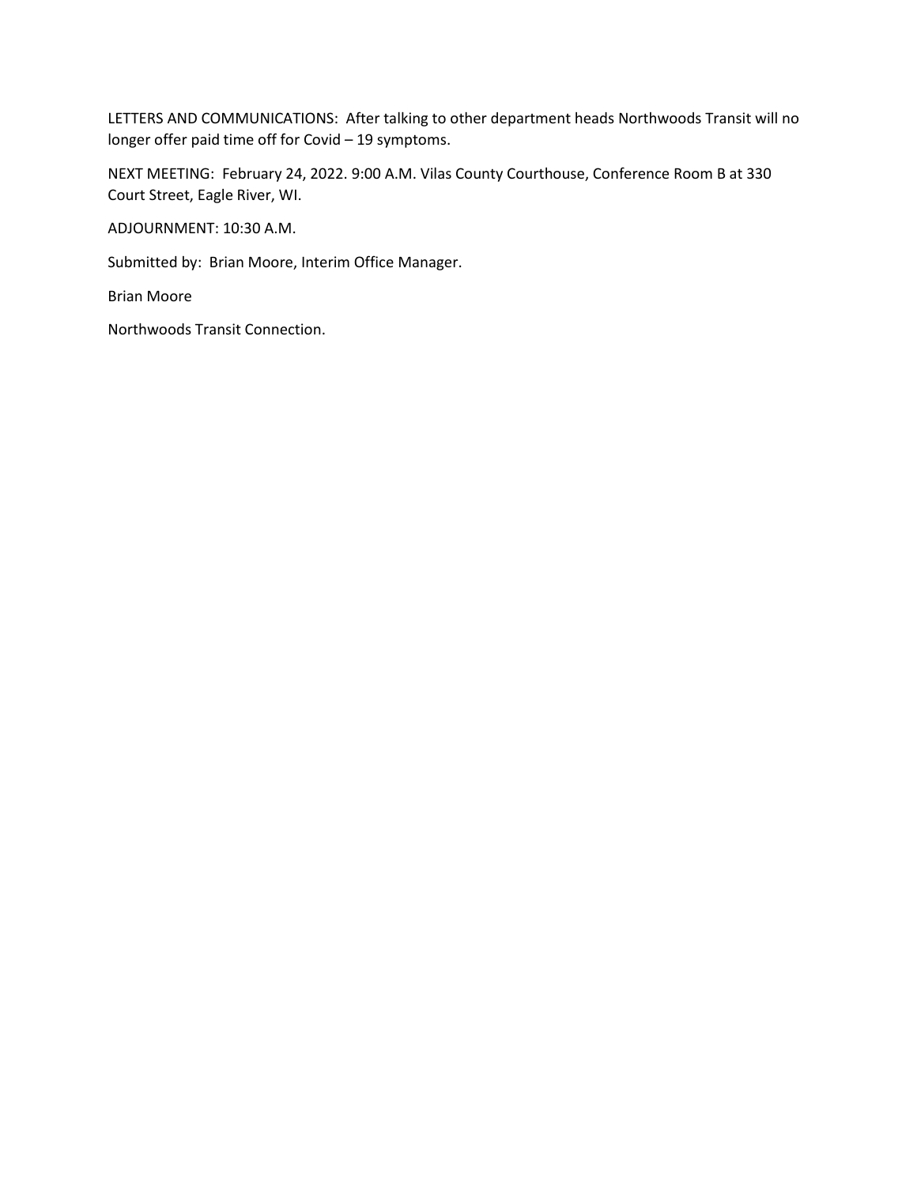LETTERS AND COMMUNICATIONS: After talking to other department heads Northwoods Transit will no longer offer paid time off for Covid – 19 symptoms.

NEXT MEETING: February 24, 2022. 9:00 A.M. Vilas County Courthouse, Conference Room B at 330 Court Street, Eagle River, WI.

ADJOURNMENT: 10:30 A.M.

Submitted by: Brian Moore, Interim Office Manager.

Brian Moore

Northwoods Transit Connection.